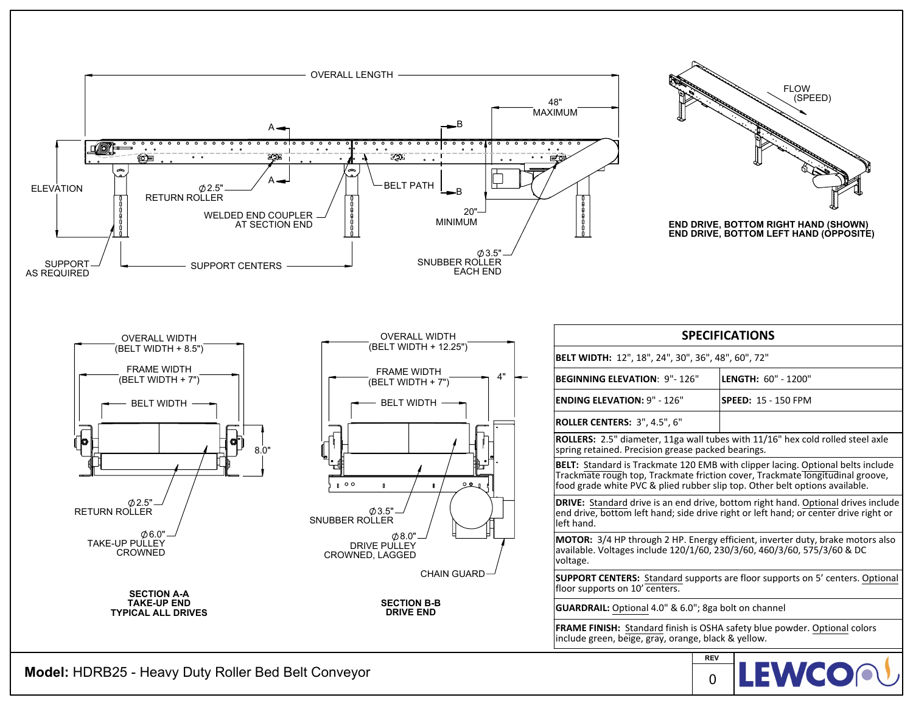OVERALL LENGTH

48" MAXIMUM

ELEVATION

$\phi$2.5" RETURN ROLLER

WELDED END COUPLER AT SECTION END

BELT PATH

20" MINIMUM

SUPPORT AS REQUIRED

SUPPORT CENTERS

$\phi$3.5" SNUBBER ROLLER EACH END

FLOW (SPEED)

**END DRIVE, BOTTOM RIGHT HAND (SHOWN)**
**END DRIVE, BOTTOM LEFT HAND (OPPOSITE)**

OVERALL WIDTH (BELT WIDTH + 8.5")

FRAME WIDTH (BELT WIDTH + 7")

BELT WIDTH

8.0"

$\phi$2.5" RETURN ROLLER

$\phi$6.0" TAKE-UP PULLEY CROWNED

**SECTION A-A**
**TAKE-UP END**
**TYPICAL ALL DRIVES**

OVERALL WIDTH (BELT WIDTH + 12.25")

FRAME WIDTH (BELT WIDTH + 7")

4"

BELT WIDTH

$\phi$3.5" SNUBBER ROLLER

$\phi$8.0" DRIVE PULLEY CROWNED, LAGGED

CHAIN GUARD

**SECTION B-B**
**DRIVE END**

## SPECIFICATIONS

| | |
|---|---|
| **BELT WIDTH:** 12", 18", 24", 30", 36", 48", 60", 72" | |
| **BEGINNING ELEVATION**: 9"- 126" | **LENGTH:** 60" - 1200" |
| **ENDING ELEVATION:** 9" - 126" | **SPEED:** 15 - 150 FPM |
| **ROLLER CENTERS:** 3", 4.5", 6" | |
| **ROLLERS:** 2.5" diameter, 11ga wall tubes with 11/16" hex cold rolled steel axle spring retained. Precision grease packed bearings. | |
| **BELT:** Standard is Trackmate 120 EMB with clipper lacing. Optional belts include Trackmate rough top, Trackmate friction cover, Trackmate longitudinal groove, food grade white PVC & plied rubber slip top. Other belt options available. | |
| **DRIVE:** Standard drive is an end drive, bottom right hand. Optional drives include end drive, bottom left hand; side drive right or left hand; or center drive right or left hand. | |
| **MOTOR:** 3/4 HP through 2 HP. Energy efficient, inverter duty, brake motors also available. Voltages include 120/1/60, 230/3/60, 460/3/60, 575/3/60 & DC voltage. | |
| **SUPPORT CENTERS:** Standard supports are floor supports on 5' centers. Optional floor supports on 10' centers. | |
| **GUARDRAIL:** Optional 4.0" & 6.0"; 8ga bolt on channel | |
| **FRAME FINISH:** Standard finish is OSHA safety blue powder. Optional colors include green, beige, gray, orange, black & yellow. | |

**Model:** HDRB25 - Heavy Duty Roller Bed Belt Conveyor

REV 0

LEWCO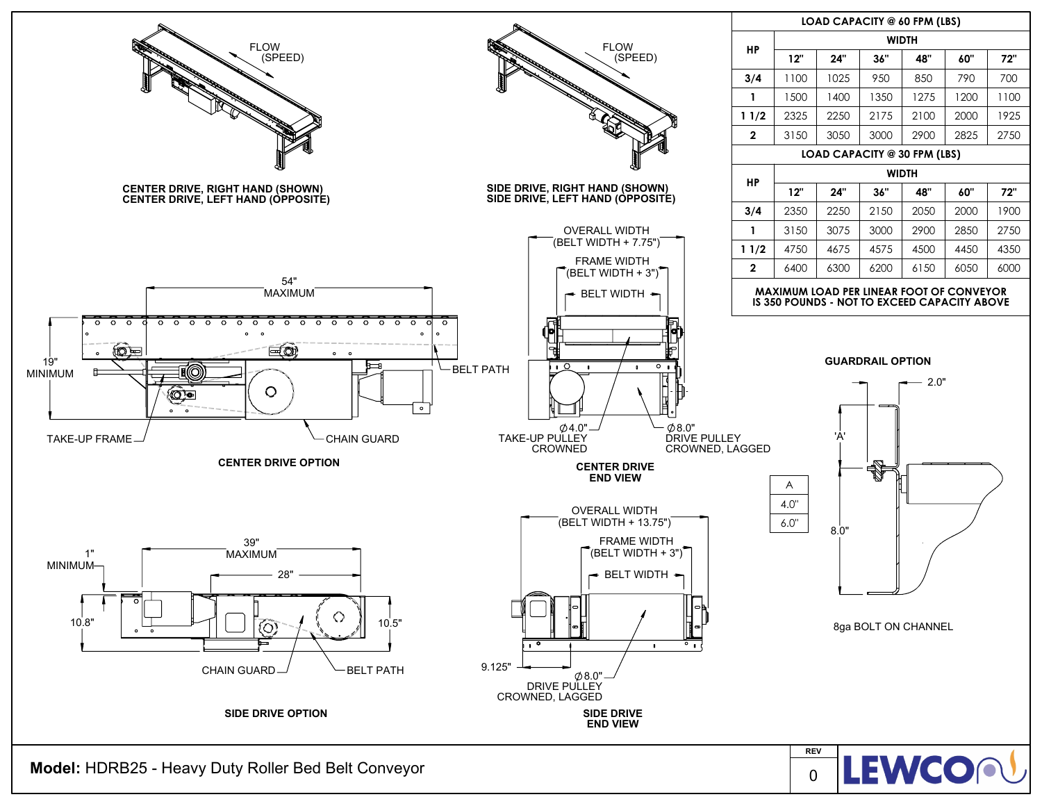| HP | WIDTH | | | | | |
|---|---|---|---|---|---|---|
| | 12" | 24" | 36" | 48" | 60" | 72" |
| **LOAD CAPACITY @ 60 FPM (LBS)** | | | | | | |
| 3/4 | 1100 | 1025 | 950 | 850 | 790 | 700 |
| 1 | 1500 | 1400 | 1350 | 1275 | 1200 | 1100 |
| 1 1/2 | 2325 | 2250 | 2175 | 2100 | 2000 | 1925 |
| 2 | 3150 | 3050 | 3000 | 2900 | 2825 | 2750 |
| **LOAD CAPACITY @ 30 FPM (LBS)** | | | | | | |
| 3/4 | 2350 | 2250 | 2150 | 2050 | 2000 | 1900 |
| 1 | 3150 | 3075 | 3000 | 2900 | 2850 | 2750 |
| 1 1/2 | 4750 | 4675 | 4575 | 4500 | 4450 | 4350 |
| 2 | 6400 | 6300 | 6200 | 6150 | 6050 | 6000 |

**MAXIMUM LOAD PER LINEAR FOOT OF CONVEYOR IS 350 POUNDS - NOT TO EXCEED CAPACITY ABOVE**

FLOW (SPEED)

**CENTER DRIVE, RIGHT HAND (SHOWN)**
**CENTER DRIVE, LEFT HAND (OPPOSITE)**

FLOW (SPEED)

**SIDE DRIVE, RIGHT HAND (SHOWN)**
**SIDE DRIVE, LEFT HAND (OPPOSITE)**

54" MAXIMUM

19" MINIMUM

BELT PATH

TAKE-UP FRAME

CHAIN GUARD

**CENTER DRIVE OPTION**

OVERALL WIDTH (BELT WIDTH + 7.75")

FRAME WIDTH (BELT WIDTH + 3")

BELT WIDTH

Ø4.0" TAKE-UP PULLEY CROWNED

Ø8.0" DRIVE PULLEY CROWNED, LAGGED

**CENTER DRIVE END VIEW**

**GUARDRAIL OPTION**

2.0"

'A'

8.0"

| A |
|---|
| 4.0" |
| 6.0" |

8ga BOLT ON CHANNEL

1" MINIMUM

39" MAXIMUM

28"

10.8"

10.5"

CHAIN GUARD

BELT PATH

**SIDE DRIVE OPTION**

OVERALL WIDTH (BELT WIDTH + 13.75")

FRAME WIDTH (BELT WIDTH + 3")

BELT WIDTH

9.125"

Ø8.0" DRIVE PULLEY CROWNED, LAGGED

**SIDE DRIVE END VIEW**

**Model:** HDRB25 - Heavy Duty Roller Bed Belt Conveyor

REV 0

LEWCO